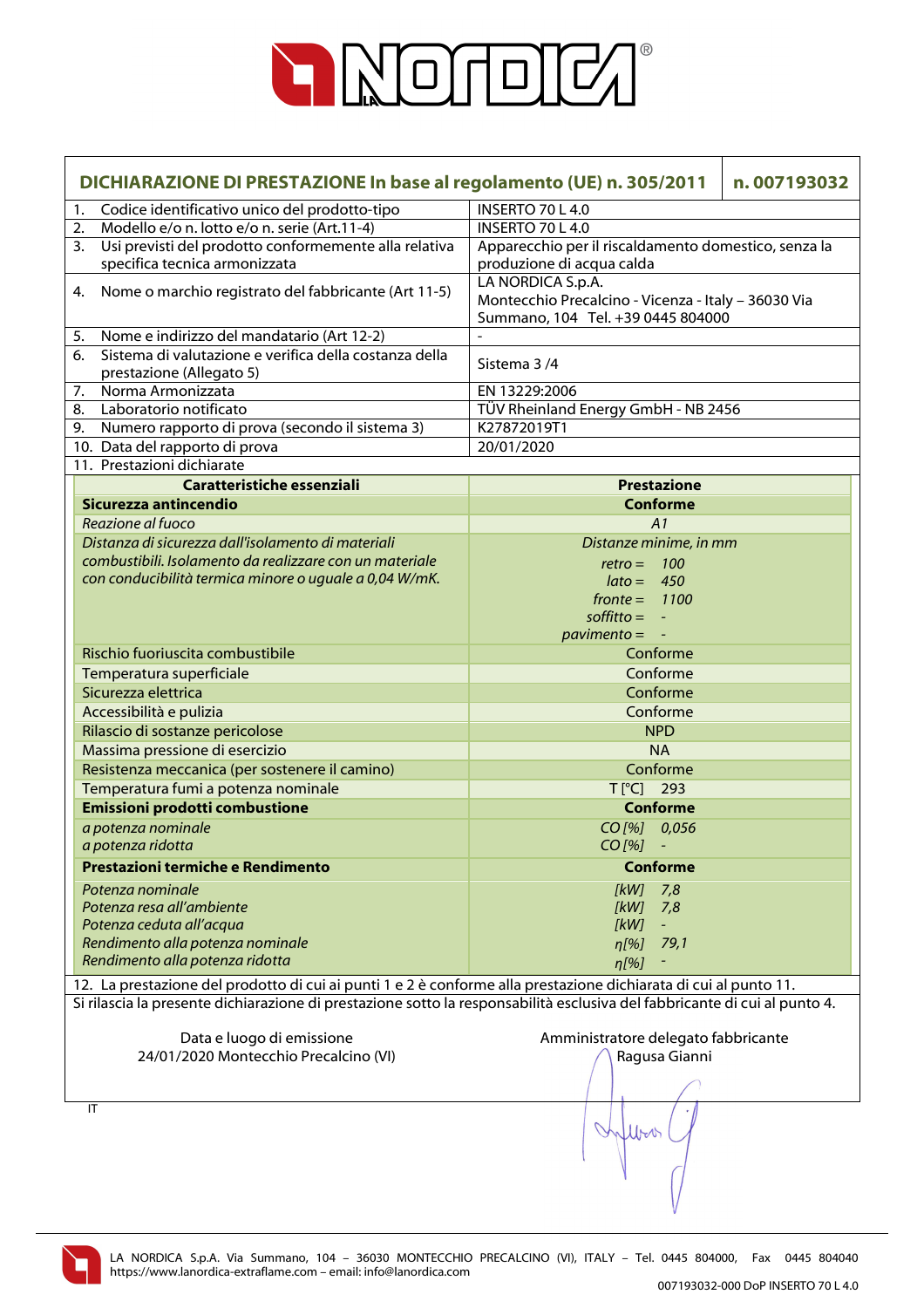# DICHIARAZIONE DI PRESTAZIONE In base al regolamento (UE) n. 305/2011 — n. 007193032

| | |
|---|---|
| 1. Codice identificativo unico del prodotto-tipo | INSERTO 70 L 4.0 |
| 2. Modello e/o n. lotto e/o n. serie (Art.11-4) | INSERTO 70 L 4.0 |
| 3. Usi previsti del prodotto conformemente alla relativa specifica tecnica armonizzata | Apparecchio per il riscaldamento domestico, senza la produzione di acqua calda |
| 4. Nome o marchio registrato del fabbricante (Art 11-5) | LA NORDICA S.p.A. Montecchio Precalcino - Vicenza - Italy – 36030 Via Summano, 104 Tel. +39 0445 804000 |
| 5. Nome e indirizzo del mandatario (Art 12-2) | - |
| 6. Sistema di valutazione e verifica della costanza della prestazione (Allegato 5) | Sistema 3 /4 |
| 7. Norma Armonizzata | EN 13229:2006 |
| 8. Laboratorio notificato | TÜV Rheinland Energy GmbH - NB 2456 |
| 9. Numero rapporto di prova (secondo il sistema 3) | K27872019T1 |
| 10. Data del rapporto di prova | 20/01/2020 |

11. Prestazioni dichiarate

| Caratteristiche essenziali | Prestazione |
|---|---|
| **Sicurezza antincendio** | **Conforme** |
| *Reazione al fuoco* | *A1* |
| *Distanza di sicurezza dall'isolamento di materiali combustibili. Isolamento da realizzare con un materiale con conducibilità termica minore o uguale a 0,04 W/mK.* | *Distanze minime, in mm*<br>*retro = 100*<br>*lato = 450*<br>*fronte = 1100*<br>*soffitto = -*<br>*pavimento = -* |
| Rischio fuoriuscita combustibile | Conforme |
| Temperatura superficiale | Conforme |
| Sicurezza elettrica | Conforme |
| Accessibilità e pulizia | Conforme |
| Rilascio di sostanze pericolose | NPD |
| Massima pressione di esercizio | NA |
| Resistenza meccanica (per sostenere il camino) | Conforme |
| Temperatura fumi a potenza nominale | T [°C] 293 |
| **Emissioni prodotti combustione** | **Conforme** |
| *a potenza nominale*<br>*a potenza ridotta* | *CO [%] 0,056*<br>*CO [%] -* |
| **Prestazioni termiche e Rendimento** | **Conforme** |
| *Potenza nominale*<br>*Potenza resa all'ambiente*<br>*Potenza ceduta all'acqua*<br>*Rendimento alla potenza nominale*<br>*Rendimento alla potenza ridotta* | *[kW] 7,8*<br>*[kW] 7,8*<br>*[kW] -*<br>*η[%] 79,1*<br>*η[%] -* |

12. La prestazione del prodotto di cui ai punti 1 e 2 è conforme alla prestazione dichiarata di cui al punto 11.

Si rilascia la presente dichiarazione di prestazione sotto la responsabilità esclusiva del fabbricante di cui al punto 4.

Data e luogo di emissione
24/01/2020 Montecchio Precalcino (VI)

Amministratore delegato fabbricante
Ragusa Gianni

IT

LA NORDICA S.p.A. Via Summano, 104 – 36030 MONTECCHIO PRECALCINO (VI), ITALY – Tel. 0445 804000, Fax 0445 804040
https://www.lanordica-extraflame.com – email: info@lanordica.com

007193032-000 DoP INSERTO 70 L 4.0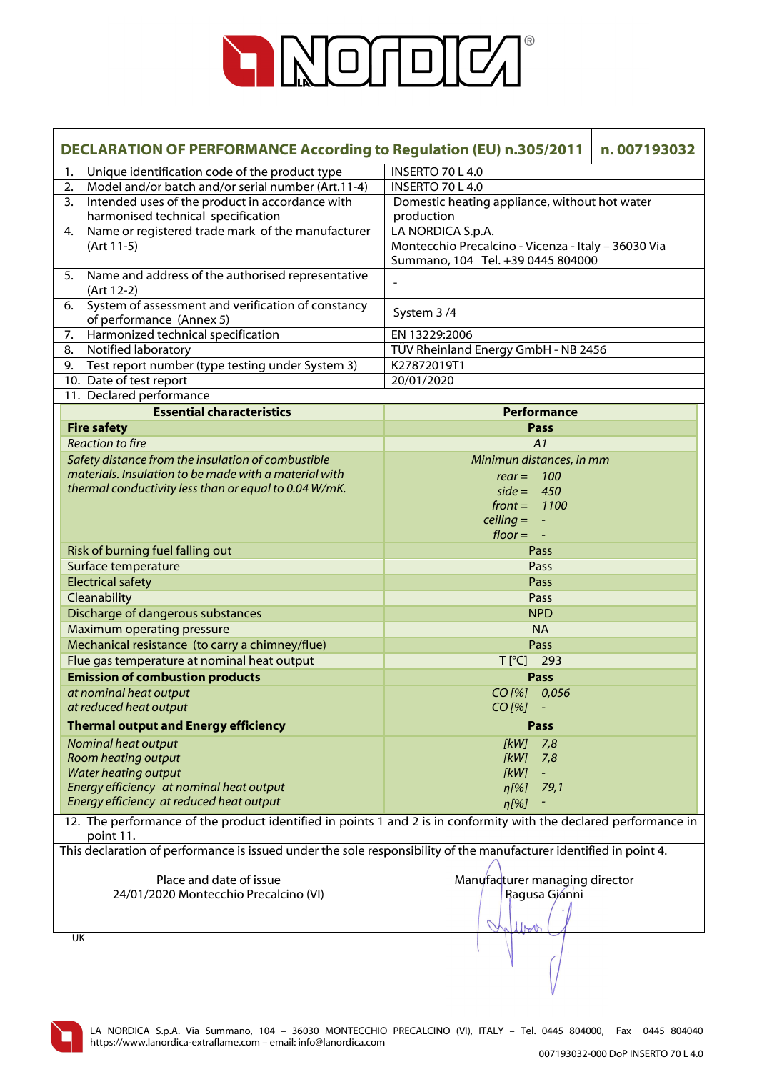## DECLARATION OF PERFORMANCE According to Regulation (EU) n.305/2011 — n. 007193032

| | |
|---|---|
| 1. Unique identification code of the product type | INSERTO 70 L 4.0 |
| 2. Model and/or batch and/or serial number (Art.11-4) | INSERTO 70 L 4.0 |
| 3. Intended uses of the product in accordance with harmonised technical specification | Domestic heating appliance, without hot water production |
| 4. Name or registered trade mark of the manufacturer (Art 11-5) | LA NORDICA S.p.A. Montecchio Precalcino - Vicenza - Italy – 36030 Via Summano, 104 Tel. +39 0445 804000 |
| 5. Name and address of the authorised representative (Art 12-2) | - |
| 6. System of assessment and verification of constancy of performance (Annex 5) | System 3 /4 |
| 7. Harmonized technical specification | EN 13229:2006 |
| 8. Notified laboratory | TÜV Rheinland Energy GmbH - NB 2456 |
| 9. Test report number (type testing under System 3) | K27872019T1 |
| 10. Date of test report | 20/01/2020 |

11. Declared performance

| Essential characteristics | Performance |
|---|---|
| **Fire safety** | **Pass** |
| *Reaction to fire* | *A1* |
| *Safety distance from the insulation of combustible materials. Insulation to be made with a material with thermal conductivity less than or equal to 0.04 W/mK.* | *Minimun distances, in mm* <br> *rear = 100* <br> *side = 450* <br> *front = 1100* <br> *ceiling = -* <br> *floor = -* |
| Risk of burning fuel falling out | Pass |
| Surface temperature | Pass |
| Electrical safety | Pass |
| Cleanability | Pass |
| Discharge of dangerous substances | NPD |
| Maximum operating pressure | NA |
| Mechanical resistance (to carry a chimney/flue) | Pass |
| Flue gas temperature at nominal heat output | T [°C] 293 |
| **Emission of combustion products** | **Pass** |
| *at nominal heat output* | *CO [%] 0,056* |
| *at reduced heat output* | *CO [%] -* |
| **Thermal output and Energy efficiency** | **Pass** |
| *Nominal heat output* | *[kW] 7,8* |
| *Room heating output* | *[kW] 7,8* |
| *Water heating output* | *[kW] -* |
| *Energy efficiency at nominal heat output* | *η[%] 79,1* |
| *Energy efficiency at reduced heat output* | *η[%] -* |

12. The performance of the product identified in points 1 and 2 is in conformity with the declared performance in point 11.

This declaration of performance is issued under the sole responsibility of the manufacturer identified in point 4.

Place and date of issue
24/01/2020 Montecchio Precalcino (VI)

Manufacturer managing director
Ragusa Gianni

UK

LA NORDICA S.p.A. Via Summano, 104 – 36030 MONTECCHIO PRECALCINO (VI), ITALY – Tel. 0445 804000, Fax 0445 804040
https://www.lanordica-extraflame.com – email: info@lanordica.com

007193032-000 DoP INSERTO 70 L 4.0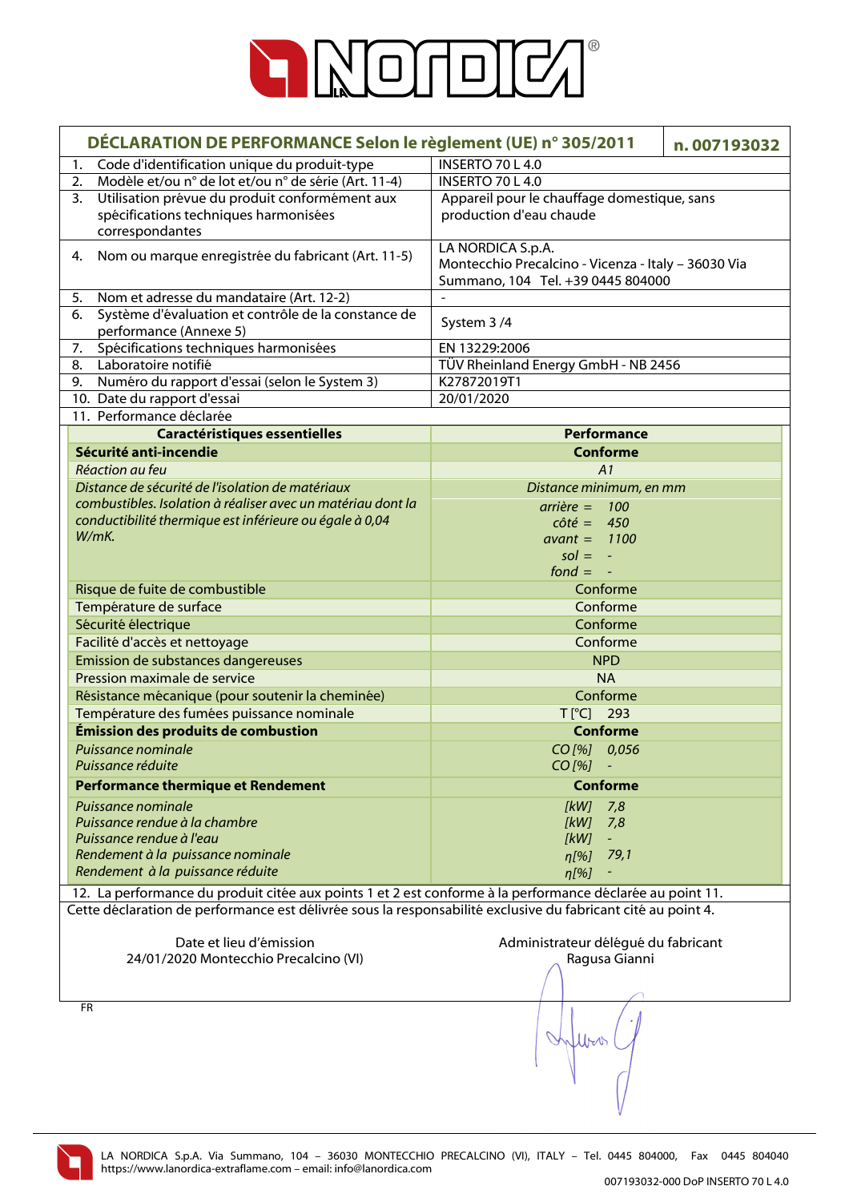# DÉCLARATION DE PERFORMANCE Selon le règlement (UE) n° 305/2011 — n. 007193032

| | |
|---|---|
| 1. Code d'identification unique du produit-type | INSERTO 70 L 4.0 |
| 2. Modèle et/ou n° de lot et/ou n° de série (Art. 11-4) | INSERTO 70 L 4.0 |
| 3. Utilisation prévue du produit conformément aux spécifications techniques harmonisées correspondantes | Appareil pour le chauffage domestique, sans production d'eau chaude |
| 4. Nom ou marque enregistrée du fabricant (Art. 11-5) | LA NORDICA S.p.A. Montecchio Precalcino - Vicenza - Italy – 36030 Via Summano, 104 Tel. +39 0445 804000 |
| 5. Nom et adresse du mandataire (Art. 12-2) | - |
| 6. Système d'évaluation et contrôle de la constance de performance (Annexe 5) | System 3 /4 |
| 7. Spécifications techniques harmonisées | EN 13229:2006 |
| 8. Laboratoire notifié | TÜV Rheinland Energy GmbH - NB 2456 |
| 9. Numéro du rapport d'essai (selon le System 3) | K27872019T1 |
| 10. Date du rapport d'essai | 20/01/2020 |

11. Performance déclarée

| Caractéristiques essentielles | Performance |
|---|---|
| **Sécurité anti-incendie** | **Conforme** |
| *Réaction au feu* | *A1* |
| *Distance de sécurité de l'isolation de matériaux combustibles. Isolation à réaliser avec un matériau dont la conductibilité thermique est inférieure ou égale à 0,04 W/mK.* | *Distance minimum, en mm*<br>*arrière = 100*<br>*côté = 450*<br>*avant = 1100*<br>*sol = -*<br>*fond = -* |
| Risque de fuite de combustible | Conforme |
| Température de surface | Conforme |
| Sécurité électrique | Conforme |
| Facilité d'accès et nettoyage | Conforme |
| Emission de substances dangereuses | NPD |
| Pression maximale de service | NA |
| Résistance mécanique (pour soutenir la cheminée) | Conforme |
| Température des fumées puissance nominale | T [°C] 293 |
| **Émission des produits de combustion** | **Conforme** |
| *Puissance nominale* | *CO [%] 0,056* |
| *Puissance réduite* | *CO [%] -* |
| **Performance thermique et Rendement** | **Conforme** |
| *Puissance nominale* | *[kW] 7,8* |
| *Puissance rendue à la chambre* | *[kW] 7,8* |
| *Puissance rendue à l'eau* | *[kW] -* |
| *Rendement à la puissance nominale* | *η[%] 79,1* |
| *Rendement à la puissance réduite* | *η[%] -* |

12. La performance du produit citée aux points 1 et 2 est conforme à la performance déclarée au point 11.

Cette déclaration de performance est délivrée sous la responsabilité exclusive du fabricant cité au point 4.

Date et lieu d'émission
24/01/2020 Montecchio Precalcino (VI)

Administrateur délégué du fabricant
Ragusa Gianni

FR

LA NORDICA S.p.A. Via Summano, 104 – 36030 MONTECCHIO PRECALCINO (VI), ITALY – Tel. 0445 804000, Fax 0445 804040
https://www.lanordica-extraflame.com – email: info@lanordica.com

007193032-000 DoP INSERTO 70 L 4.0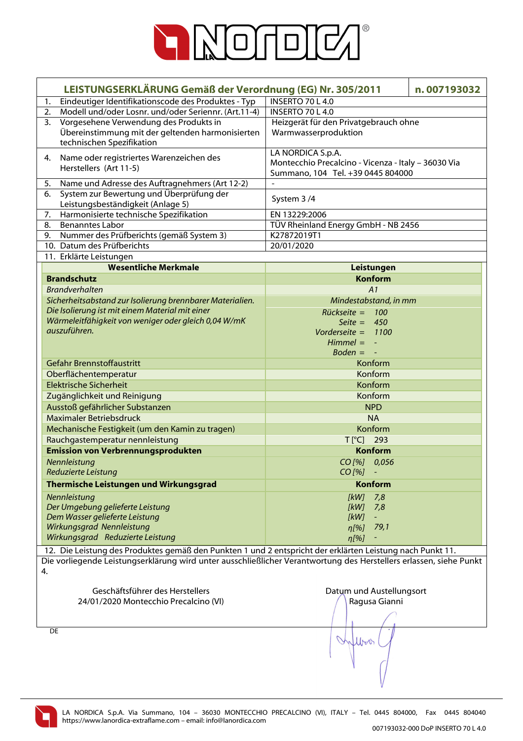## LEISTUNGSERKLÄRUNG Gemäß der Verordnung (EG) Nr. 305/2011 — n. 007193032

| | |
|---|---|
| 1. Eindeutiger Identifikationscode des Produktes - Typ | INSERTO 70 L 4.0 |
| 2. Modell und/oder Losnr. und/oder Seriennr. (Art.11-4) | INSERTO 70 L 4.0 |
| 3. Vorgesehene Verwendung des Produkts in Übereinstimmung mit der geltenden harmonisierten technischen Spezifikation | Heizgerät für den Privatgebrauch ohne Warmwasserproduktion |
| 4. Name oder registriertes Warenzeichen des Herstellers (Art 11-5) | LA NORDICA S.p.A. Montecchio Precalcino - Vicenza - Italy – 36030 Via Summano, 104 Tel. +39 0445 804000 |
| 5. Name und Adresse des Auftragnehmers (Art 12-2) | - |
| 6. System zur Bewertung und Überprüfung der Leistungsbeständigkeit (Anlage 5) | System 3 /4 |
| 7. Harmonisierte technische Spezifikation | EN 13229:2006 |
| 8. Benanntes Labor | TÜV Rheinland Energy GmbH - NB 2456 |
| 9. Nummer des Prüfberichts (gemäß System 3) | K27872019T1 |
| 10. Datum des Prüfberichts | 20/01/2020 |

11. Erklärte Leistungen

| Wesentliche Merkmale | Leistungen |
|---|---|
| **Brandschutz** | **Konform** |
| *Brandverhalten* | *A1* |
| *Sicherheitsabstand zur Isolierung brennbarer Materialien. Die Isolierung ist mit einem Material mit einer Wärmeleitfähigkeit von weniger oder gleich 0,04 W/mK auszuführen.* | *Mindestabstand, in mm*<br>*Rückseite = 100*<br>*Seite = 450*<br>*Vorderseite = 1100*<br>*Himmel = -*<br>*Boden = -* |
| Gefahr Brennstoffaustritt | Konform |
| Oberflächentemperatur | Konform |
| Elektrische Sicherheit | Konform |
| Zugänglichkeit und Reinigung | Konform |
| Ausstoß gefährlicher Substanzen | NPD |
| Maximaler Betriebsdruck | NA |
| Mechanische Festigkeit (um den Kamin zu tragen) | Konform |
| Rauchgastemperatur nennleistung | T [°C] 293 |
| **Emission von Verbrennungsprodukten** | **Konform** |
| *Nennleistung*<br>*Reduzierte Leistung* | *CO [%] 0,056*<br>*CO [%] -* |
| **Thermische Leistungen und Wirkungsgrad** | **Konform** |
| *Nennleistung*<br>*Der Umgebung gelieferte Leistung*<br>*Dem Wasser gelieferte Leistung*<br>*Wirkungsgrad Nennleistung*<br>*Wirkungsgrad Reduzierte Leistung* | *[kW] 7,8*<br>*[kW] 7,8*<br>*[kW] -*<br>*η[%] 79,1*<br>*η[%] -* |

12. Die Leistung des Produktes gemäß den Punkten 1 und 2 entspricht der erklärten Leistung nach Punkt 11.

Die vorliegende Leistungserklärung wird unter ausschließlicher Verantwortung des Herstellers erlassen, siehe Punkt 4.

| Geschäftsführer des Herstellers | Datum und Austellungsort |
|---|---|
| 24/01/2020 Montecchio Precalcino (VI) | Ragusa Gianni |

DE

LA NORDICA S.p.A. Via Summano, 104 – 36030 MONTECCHIO PRECALCINO (VI), ITALY – Tel. 0445 804000, Fax 0445 804040
https://www.lanordica-extraflame.com – email: info@lanordica.com

007193032-000 DoP INSERTO 70 L 4.0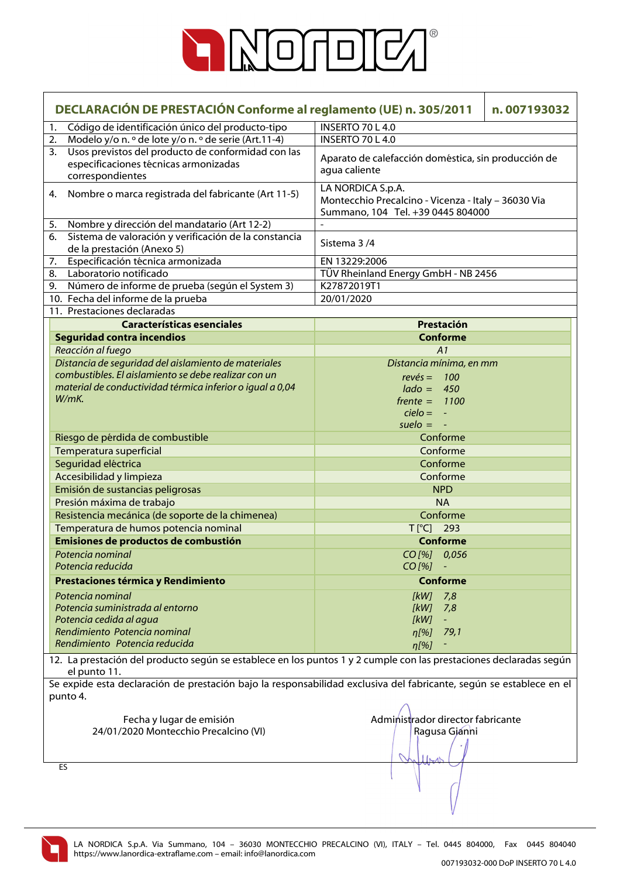# DECLARACIÓN DE PRESTACIÓN Conforme al reglamento (UE) n. 305/2011 — n. 007193032

| | |
|---|---|
| 1. Código de identificación único del producto-tipo | INSERTO 70 L 4.0 |
| 2. Modelo y/o n. º de lote y/o n. º de serie (Art.11-4) | INSERTO 70 L 4.0 |
| 3. Usos previstos del producto de conformidad con las especificaciones técnicas armonizadas correspondientes | Aparato de calefacción doméstica, sin producción de agua caliente |
| 4. Nombre o marca registrada del fabricante (Art 11-5) | LA NORDICA S.p.A. Montecchio Precalcino - Vicenza - Italy – 36030 Via Summano, 104 Tel. +39 0445 804000 |
| 5. Nombre y dirección del mandatario (Art 12-2) | - |
| 6. Sistema de valoración y verificación de la constancia de la prestación (Anexo 5) | Sistema 3 /4 |
| 7. Especificación técnica armonizada | EN 13229:2006 |
| 8. Laboratorio notificado | TÜV Rheinland Energy GmbH - NB 2456 |
| 9. Número de informe de prueba (según el System 3) | K27872019T1 |
| 10. Fecha del informe de la prueba | 20/01/2020 |
| 11. Prestaciones declaradas | |

| Características esenciales | Prestación |
|---|---|
| **Seguridad contra incendios** | **Conforme** |
| *Reacción al fuego* | *A1* |
| *Distancia de seguridad del aislamiento de materiales combustibles. El aislamiento se debe realizar con un material de conductividad térmica inferior o igual a 0,04 W/mK.* | *Distancia mínima, en mm*<br>*revés = 100*<br>*lado = 450*<br>*frente = 1100*<br>*cielo = -*<br>*suelo = -* |
| Riesgo de pérdida de combustible | Conforme |
| Temperatura superficial | Conforme |
| Seguridad eléctrica | Conforme |
| Accesibilidad y limpieza | Conforme |
| Emisión de sustancias peligrosas | NPD |
| Presión máxima de trabajo | NA |
| Resistencia mecánica (de soporte de la chimenea) | Conforme |
| Temperatura de humos potencia nominal | T [°C] 293 |
| **Emisiones de productos de combustión** | **Conforme** |
| *Potencia nominal*<br>*Potencia reducida* | *CO [%] 0,056*<br>*CO [%] -* |
| **Prestaciones térmica y Rendimiento** | **Conforme** |
| *Potencia nominal*<br>*Potencia suministrada al entorno*<br>*Potencia cedida al agua*<br>*Rendimiento Potencia nominal*<br>*Rendimiento Potencia reducida* | *[kW] 7,8*<br>*[kW] 7,8*<br>*[kW] -*<br>*η[%] 79,1*<br>*η[%] -* |

12. La prestación del producto según se establece en los puntos 1 y 2 cumple con las prestaciones declaradas según el punto 11.

Se expide esta declaración de prestación bajo la responsabilidad exclusiva del fabricante, según se establece en el punto 4.

Fecha y lugar de emisión
24/01/2020 Montecchio Precalcino (VI)

Administrador director fabricante
Ragusa Gianni

ES

LA NORDICA S.p.A. Via Summano, 104 – 36030 MONTECCHIO PRECALCINO (VI), ITALY – Tel. 0445 804000, Fax 0445 804040
https://www.lanordica-extraflame.com – email: info@lanordica.com

007193032-000 DoP INSERTO 70 L 4.0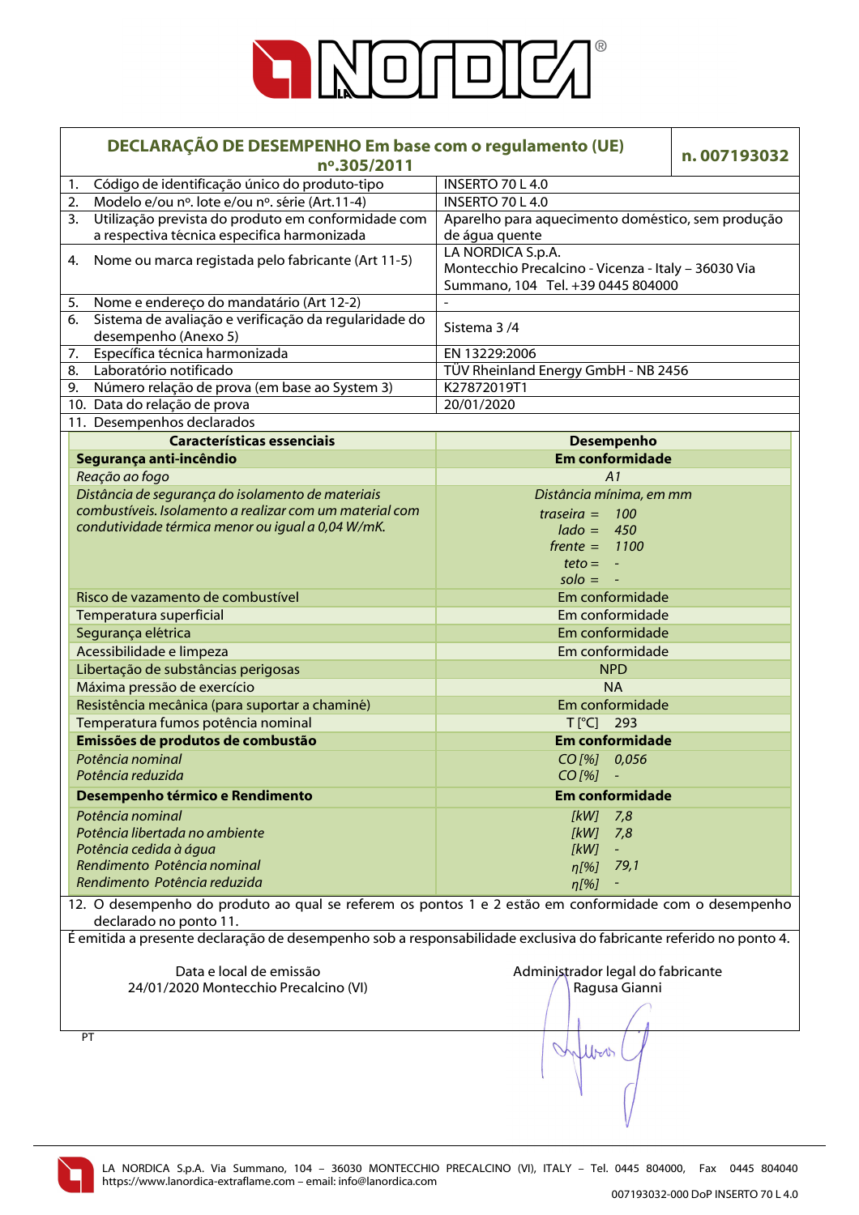# DECLARAÇÃO DE DESEMPENHO Em base com o regulamento (UE) nº.305/2011

**n. 007193032**

| | |
|---|---|
| 1. Código de identificação único do produto-tipo | INSERTO 70 L 4.0 |
| 2. Modelo e/ou nº. lote e/ou nº. série (Art.11-4) | INSERTO 70 L 4.0 |
| 3. Utilização prevista do produto em conformidade com a respectiva técnica especifica harmonizada | Aparelho para aquecimento doméstico, sem produção de água quente |
| 4. Nome ou marca registada pelo fabricante (Art 11-5) | LA NORDICA S.p.A. Montecchio Precalcino - Vicenza - Italy – 36030 Via Summano, 104 Tel. +39 0445 804000 |
| 5. Nome e endereço do mandatário (Art 12-2) | - |
| 6. Sistema de avaliação e verificação da regularidade do desempenho (Anexo 5) | Sistema 3 /4 |
| 7. Específica técnica harmonizada | EN 13229:2006 |
| 8. Laboratório notificado | TÜV Rheinland Energy GmbH - NB 2456 |
| 9. Número relação de prova (em base ao System 3) | K27872019T1 |
| 10. Data do relação de prova | 20/01/2020 |

11. Desempenhos declarados

| Características essenciais | Desempenho |
|---|---|
| **Segurança anti-incêndio** | **Em conformidade** |
| *Reação ao fogo* | *A1* |
| *Distância de segurança do isolamento de materiais combustíveis. Isolamento a realizar com um material com condutividade térmica menor ou igual a 0,04 W/mK.* | *Distância mínima, em mm*<br>*traseira = 100*<br>*lado = 450*<br>*frente = 1100*<br>*teto = -*<br>*solo = -* |
| Risco de vazamento de combustível | Em conformidade |
| Temperatura superficial | Em conformidade |
| Segurança elétrica | Em conformidade |
| Acessibilidade e limpeza | Em conformidade |
| Libertação de substâncias perigosas | NPD |
| Máxima pressão de exercício | NA |
| Resistência mecânica (para suportar a chaminé) | Em conformidade |
| Temperatura fumos potência nominal | T [°C] 293 |
| **Emissões de produtos de combustão** | **Em conformidade** |
| *Potência nominal*<br>*Potência reduzida* | *CO [%] 0,056*<br>*CO [%] -* |
| **Desempenho térmico e Rendimento** | **Em conformidade** |
| *Potência nominal*<br>*Potência libertada no ambiente*<br>*Potência cedida à água*<br>*Rendimento Potência nominal*<br>*Rendimento Potência reduzida* | *[kW] 7,8*<br>*[kW] 7,8*<br>*[kW] -*<br>*η[%] 79,1*<br>*η[%] -* |

12. O desempenho do produto ao qual se referem os pontos 1 e 2 estão em conformidade com o desempenho declarado no ponto 11.

É emitida a presente declaração de desempenho sob a responsabilidade exclusiva do fabricante referido no ponto 4.

Data e local de emissão
24/01/2020 Montecchio Precalcino (VI)

Administrador legal do fabricante
Ragusa Gianni

PT

LA NORDICA S.p.A. Via Summano, 104 – 36030 MONTECCHIO PRECALCINO (VI), ITALY – Tel. 0445 804000, Fax 0445 804040
https://www.lanordica-extraflame.com – email: info@lanordica.com

007193032-000 DoP INSERTO 70 L 4.0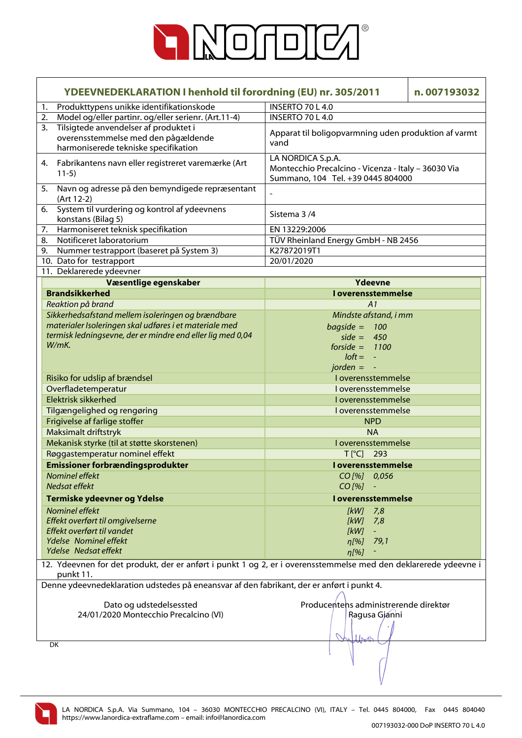# YDEEVNEDEKLARATION I henhold til forordning (EU) nr. 305/2011 — n. 007193032

| | |
|---|---|
| 1. Produkttypens unikke identifikationskode | INSERTO 70 L 4.0 |
| 2. Model og/eller partinr. og/eller serienr. (Art.11-4) | INSERTO 70 L 4.0 |
| 3. Tilsigtede anvendelser af produktet i overensstemmelse med den pågældende harmoniserede tekniske specifikation | Apparat til boligopvarmning uden produktion af varmt vand |
| 4. Fabrikantens navn eller registreret varemærke (Art 11-5) | LA NORDICA S.p.A. Montecchio Precalcino - Vicenza - Italy – 36030 Via Summano, 104 Tel. +39 0445 804000 |
| 5. Navn og adresse på den bemyndigede repræsentant (Art 12-2) | - |
| 6. System til vurdering og kontrol af ydeevnens konstans (Bilag 5) | Sistema 3 /4 |
| 7. Harmoniseret teknisk specifikation | EN 13229:2006 |
| 8. Notificeret laboratorium | TÜV Rheinland Energy GmbH - NB 2456 |
| 9. Nummer testrapport (baseret på System 3) | K27872019T1 |
| 10. Dato for testrapport | 20/01/2020 |

11. Deklarerede ydeevner

| Væsentlige egenskaber | Ydeevne |
|---|---|
| **Brandsikkerhed** | **I overensstemmelse** |
| *Reaktion på brand* | *A1* |
| *Sikkerhedsafstand mellem isoleringen og brændbare materialer Isoleringen skal udføres i et materiale med termisk ledningsevne, der er mindre end eller lig med 0,04 W/mK.* | *Mindste afstand, i mm*<br>*bagside = 100*<br>*side = 450*<br>*forside = 1100*<br>*loft = -*<br>*jorden = -* |
| Risiko for udslip af brændsel | I overensstemmelse |
| Overfladetemperatur | I overensstemmelse |
| Elektrisk sikkerhed | I overensstemmelse |
| Tilgængelighed og rengøring | I overensstemmelse |
| Frigivelse af farlige stoffer | NPD |
| Maksimalt driftstryk | NA |
| Mekanisk styrke (til at støtte skorstenen) | I overensstemmelse |
| Røggastemperatur nominel effekt | T [°C] 293 |
| **Emissioner forbrændingsprodukter** | **I overensstemmelse** |
| *Nominel effekt* | *CO [%] 0,056* |
| *Nedsat effekt* | *CO [%] -* |
| **Termiske ydeevner og Ydelse** | **I overensstemmelse** |
| *Nominel effekt* | *[kW] 7,8* |
| *Effekt overført til omgivelserne* | *[kW] 7,8* |
| *Effekt overført til vandet* | *[kW] -* |
| *Ydelse Nominel effekt* | *η[%] 79,1* |
| *Ydelse Nedsat effekt* | *η[%] -* |

12. Ydeevnen for det produkt, der er anført i punkt 1 og 2, er i overensstemmelse med den deklarerede ydeevne i punkt 11.

Denne ydeevnedeklaration udstedes på eneansvar af den fabrikant, der er anført i punkt 4.

| Dato og udstedelsessted | Producentens administrerende direktør |
|---|---|
| 24/01/2020 Montecchio Precalcino (VI) | Ragusa Gianni |

DK

LA NORDICA S.p.A. Via Summano, 104 – 36030 MONTECCHIO PRECALCINO (VI), ITALY – Tel. 0445 804000, Fax 0445 804040
https://www.lanordica-extraflame.com – email: info@lanordica.com

007193032-000 DoP INSERTO 70 L 4.0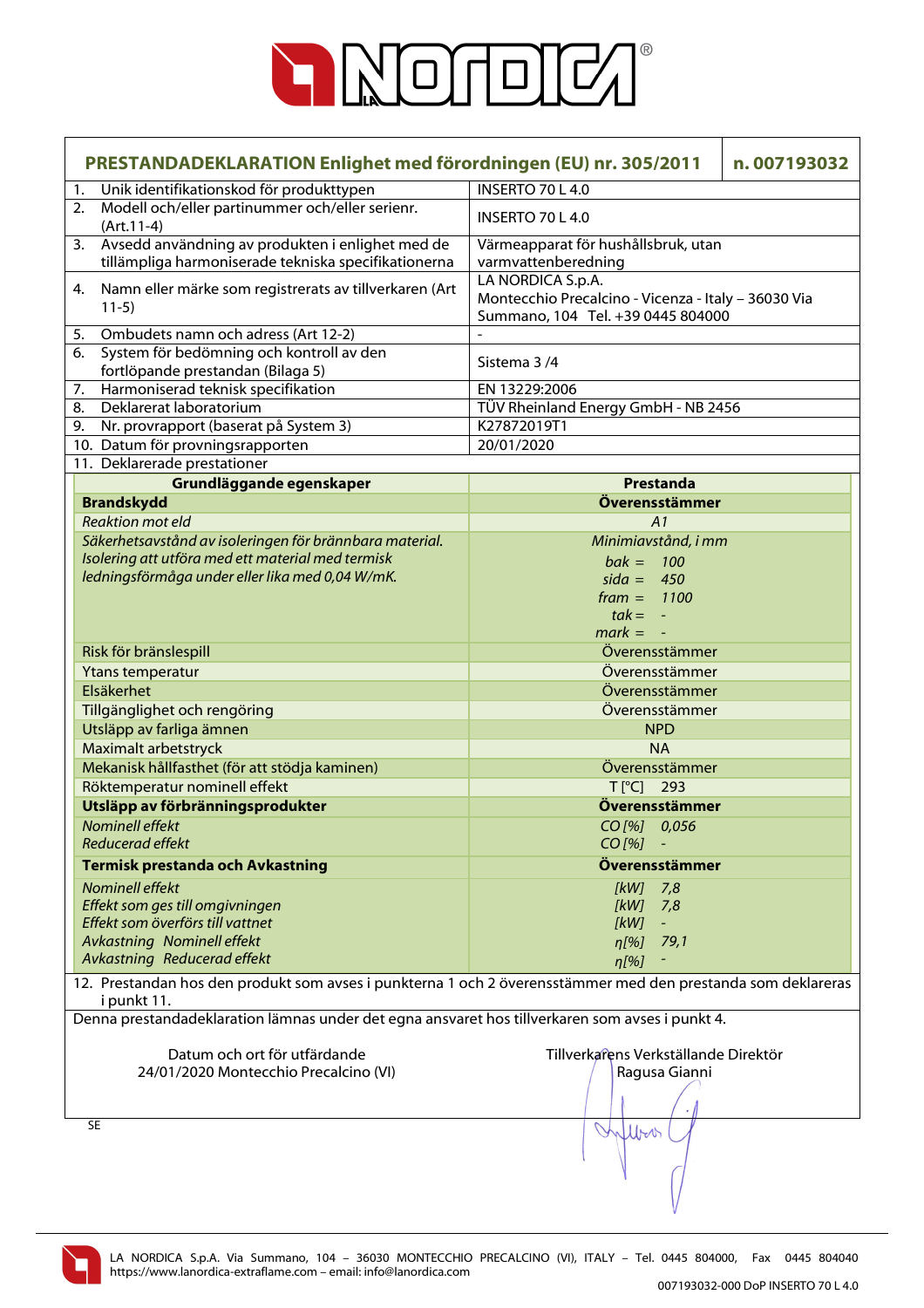# PRESTANDADEKLARATION Enlighet med förordningen (EU) nr. 305/2011 — n. 007193032

| | |
|---|---|
| 1. Unik identifikationskod för produkttypen | INSERTO 70 L 4.0 |
| 2. Modell och/eller partinummer och/eller serienr. (Art.11-4) | INSERTO 70 L 4.0 |
| 3. Avsedd användning av produkten i enlighet med de tillämpliga harmoniserade tekniska specifikationerna | Värmeapparat för hushållsbruk, utan varmvattenberedning |
| 4. Namn eller märke som registrerats av tillverkaren (Art 11-5) | LA NORDICA S.p.A. Montecchio Precalcino - Vicenza - Italy – 36030 Via Summano, 104 Tel. +39 0445 804000 |
| 5. Ombudets namn och adress (Art 12-2) | - |
| 6. System för bedömning och kontroll av den fortlöpande prestandan (Bilaga 5) | Sistema 3 /4 |
| 7. Harmoniserad teknisk specifikation | EN 13229:2006 |
| 8. Deklarerat laboratorium | TÜV Rheinland Energy GmbH - NB 2456 |
| 9. Nr. provrapport (baserat på System 3) | K27872019T1 |
| 10. Datum för provningsrapporten | 20/01/2020 |

11. Deklarerade prestationer

| Grundläggande egenskaper | Prestanda |
|---|---|
| **Brandskydd** | **Överensstämmer** |
| *Reaktion mot eld* | *A1* |
| *Säkerhetsavstånd av isoleringen för brännbara material. Isolering att utföra med ett material med termisk ledningsförmåga under eller lika med 0,04 W/mK.* | *Minimiavstånd, i mm*<br>*bak = 100*<br>*sida = 450*<br>*fram = 1100*<br>*tak = -*<br>*mark = -* |
| Risk för bränslespill | Överensstämmer |
| Ytans temperatur | Överensstämmer |
| Elsäkerhet | Överensstämmer |
| Tillgänglighet och rengöring | Överensstämmer |
| Utsläpp av farliga ämnen | NPD |
| Maximalt arbetstryck | NA |
| Mekanisk hållfasthet (för att stödja kaminen) | Överensstämmer |
| Röktemperatur nominell effekt | T [°C] 293 |
| **Utsläpp av förbränningsprodukter** | **Överensstämmer** |
| *Nominell effekt* | *CO [%] 0,056* |
| *Reducerad effekt* | *CO [%] -* |
| **Termisk prestanda och Avkastning** | **Överensstämmer** |
| *Nominell effekt* | *[kW] 7,8* |
| *Effekt som ges till omgivningen* | *[kW] 7,8* |
| *Effekt som överförs till vattnet* | *[kW] -* |
| *Avkastning Nominell effekt* | *η[%] 79,1* |
| *Avkastning Reducerad effekt* | *η[%] -* |

12. Prestandan hos den produkt som avses i punkterna 1 och 2 överensstämmer med den prestanda som deklareras i punkt 11.

Denna prestandadeklaration lämnas under det egna ansvaret hos tillverkaren som avses i punkt 4.

Datum och ort för utfärdande
24/01/2020 Montecchio Precalcino (VI)

Tillverkarens Verkställande Direktör
Ragusa Gianni

SE

LA NORDICA S.p.A. Via Summano, 104 – 36030 MONTECCHIO PRECALCINO (VI), ITALY – Tel. 0445 804000, Fax 0445 804040
https://www.lanordica-extraflame.com – email: info@lanordica.com

007193032-000 DoP INSERTO 70 L 4.0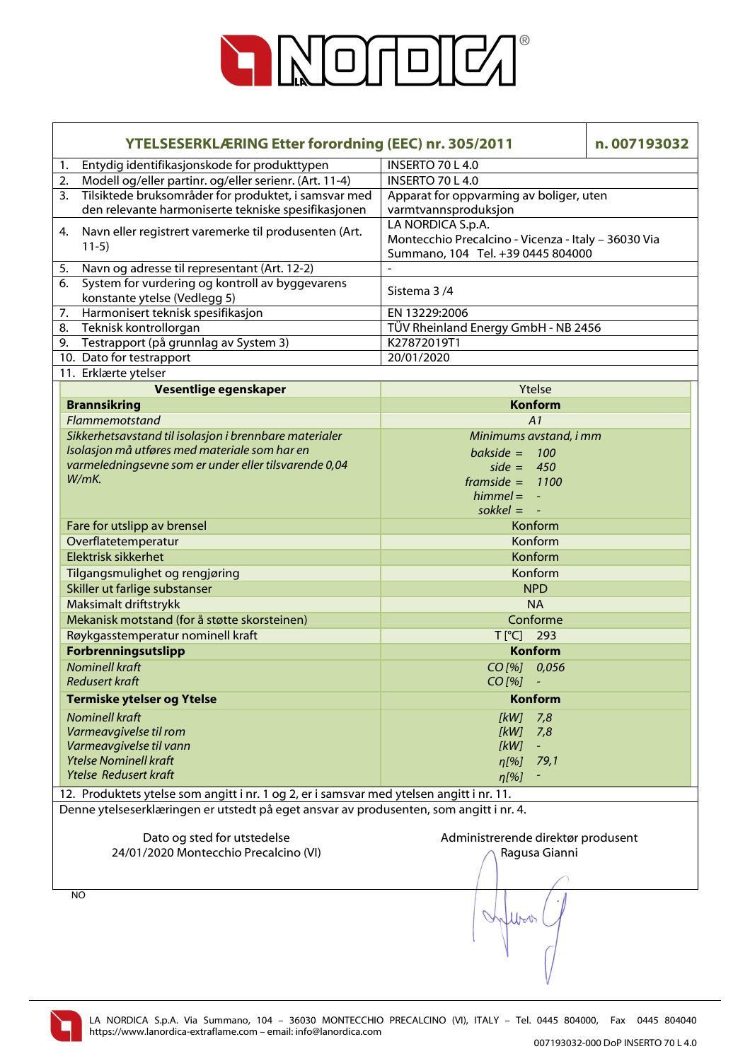| YTELSESERKLÆRING Etter forordning (EEC) nr. 305/2011 | | n. 007193032 |
|---|---|---|
| 1. Entydig identifikasjonskode for produkttypen | INSERTO 70 L 4.0 | |
| 2. Modell og/eller partinr. og/eller serienr. (Art. 11-4) | INSERTO 70 L 4.0 | |
| 3. Tilsiktede bruksområder for produktet, i samsvar med den relevante harmoniserte tekniske spesifikasjonen | Apparat for oppvarming av boliger, uten varmtvannsproduksjon | |
| 4. Navn eller registrert varemerke til produsenten (Art. 11-5) | LA NORDICA S.p.A. Montecchio Precalcino - Vicenza - Italy – 36030 Via Summano, 104 Tel. +39 0445 804000 | |
| 5. Navn og adresse til representant (Art. 12-2) | - | |
| 6. System for vurdering og kontroll av byggevarens konstante ytelse (Vedlegg 5) | Sistema 3 /4 | |
| 7. Harmonisert teknisk spesifikasjon | EN 13229:2006 | |
| 8. Teknisk kontrollorgan | TÜV Rheinland Energy GmbH - NB 2456 | |
| 9. Testrapport (på grunnlag av System 3) | K27872019T1 | |
| 10. Dato for testrapport | 20/01/2020 | |
| 11. Erklærte ytelser | | |

| Vesentlige egenskaper | Ytelse |
|---|---|
| **Brannsikring** | **Konform** |
| *Flammemotstand* | *A1* |
| *Sikkerhetsavstand til isolasjon i brennbare materialer Isolasjon må utføres med materiale som har en varmeledningsevne som er under eller tilsvarende 0,04 W/mK.* | *Minimums avstand, i mm*<br>*bakside = 100*<br>*side = 450*<br>*framside = 1100*<br>*himmel = -*<br>*sokkel = -* |
| Fare for utslipp av brensel | Konform |
| Overflatetemperatur | Konform |
| Elektrisk sikkerhet | Konform |
| Tilgangsmulighet og rengjøring | Konform |
| Skiller ut farlige substanser | NPD |
| Maksimalt driftstrykk | NA |
| Mekanisk motstand (for å støtte skorsteinen) | Conforme |
| Røykgasstemperatur nominell kraft | T [°C] 293 |
| **Forbrenningsutslipp** | **Konform** |
| *Nominell kraft*<br>*Redusert kraft* | *CO [%] 0,056*<br>*CO [%] -* |
| **Termiske ytelser og Ytelse** | **Konform** |
| *Nominell kraft*<br>*Varmeavgivelse til rom*<br>*Varmeavgivelse til vann*<br>*Ytelse Nominell kraft*<br>*Ytelse Redusert kraft* | *[kW] 7,8*<br>*[kW] 7,8*<br>*[kW] -*<br>*η[%] 79,1*<br>*η[%] -* |

12. Produktets ytelse som angitt i nr. 1 og 2, er i samsvar med ytelsen angitt i nr. 11.

Denne ytelseserklæringen er utstedt på eget ansvar av produsenten, som angitt i nr. 4.

Dato og sted for utstedelse
24/01/2020 Montecchio Precalcino (VI)

Administrerende direktør produsent
Ragusa Gianni

NO

LA NORDICA S.p.A. Via Summano, 104 – 36030 MONTECCHIO PRECALCINO (VI), ITALY – Tel. 0445 804000, Fax 0445 804040
https://www.lanordica-extraflame.com – email: info@lanordica.com

007193032-000 DoP INSERTO 70 L 4.0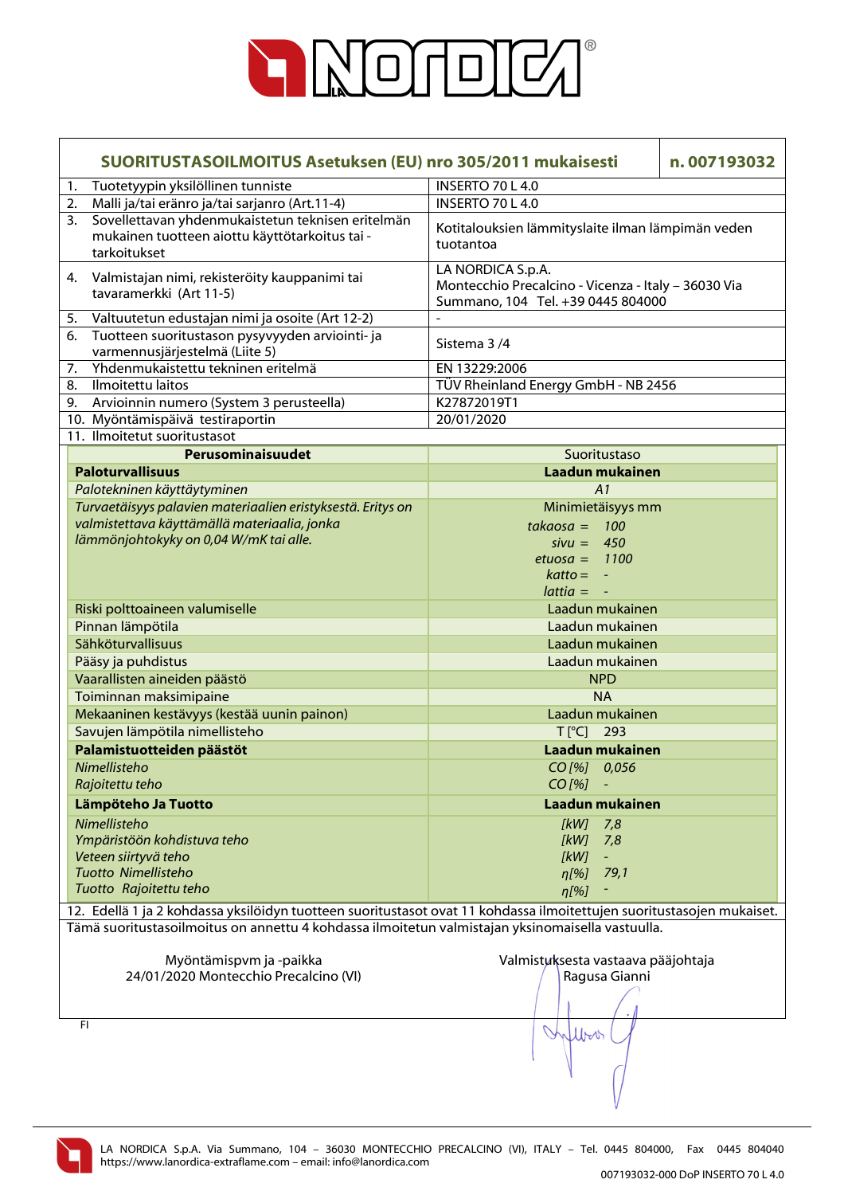| SUORITUSTASOILMOITUS Asetuksen (EU) nro 305/2011 mukaisesti | n. 007193032 |
|---|---|
| 1. Tuotetyypin yksilöllinen tunniste | INSERTO 70 L 4.0 |
| 2. Malli ja/tai eränro ja/tai sarjanro (Art.11-4) | INSERTO 70 L 4.0 |
| 3. Sovellettavan yhdenmukaistetun teknisen eritelmän mukainen tuotteen aiottu käyttötarkoitus tai -tarkoitukset | Kotitalouksien lämmityslaite ilman lämpimän veden tuotantoa |
| 4. Valmistajan nimi, rekisteröity kauppanimi tai tavaramerkki (Art 11-5) | LA NORDICA S.p.A. Montecchio Precalcino - Vicenza - Italy – 36030 Via Summano, 104 Tel. +39 0445 804000 |
| 5. Valtuutetun edustajan nimi ja osoite (Art 12-2) | - |
| 6. Tuotteen suoritustason pysyvyyden arviointi- ja varmennusjärjestelmä (Liite 5) | Sistema 3 /4 |
| 7. Yhdenmukaistettu tekninen eritelmä | EN 13229:2006 |
| 8. Ilmoitettu laitos | TÜV Rheinland Energy GmbH - NB 2456 |
| 9. Arvioinnin numero (System 3 perusteella) | K27872019T1 |
| 10. Myöntämispäivä testiraportin | 20/01/2020 |
| 11. Ilmoitetut suoritustasot | |

| Perusominaisuudet | Suoritustaso |
|---|---|
| **Paloturvallisuus** | **Laadun mukainen** |
| *Palotekninen käyttäytyminen* | *A1* |
| *Turvaetäisyys palavien materiaalien eristyksestä. Eritys on valmistettava käyttämällä materiaalia, jonka lämmönjohtokyky on 0,04 W/mK tai alle.* | Minimietäisyys mm<br>*takaosa = 100*<br>*sivu = 450*<br>*etuosa = 1100*<br>*katto = -*<br>*lattia = -* |
| Riski polttoaineen valumiselle | Laadun mukainen |
| Pinnan lämpötila | Laadun mukainen |
| Sähköturvallisuus | Laadun mukainen |
| Pääsy ja puhdistus | Laadun mukainen |
| Vaarallisten aineiden päästö | NPD |
| Toiminnan maksimipaine | NA |
| Mekaaninen kestävyys (kestää uunin painon) | Laadun mukainen |
| Savujen lämpötila nimellisteho | T [°C] 293 |
| **Palamistuotteiden päästöt** | **Laadun mukainen** |
| *Nimellisteho*<br>*Rajoitettu teho* | *CO [%] 0,056*<br>*CO [%] -* |
| **Lämpöteho Ja Tuotto** | **Laadun mukainen** |
| *Nimellisteho*<br>*Ympäristöön kohdistuva teho*<br>*Veteen siirtyvä teho*<br>*Tuotto Nimellisteho*<br>*Tuotto Rajoitettu teho* | *[kW] 7,8*<br>*[kW] 7,8*<br>*[kW] -*<br>*η[%] 79,1*<br>*η[%] -* |

12. Edellä 1 ja 2 kohdassa yksilöidyn tuotteen suoritustasot ovat 11 kohdassa ilmoitettujen suoritustasojen mukaiset.

Tämä suoritustasoilmoitus on annettu 4 kohdassa ilmoitetun valmistajan yksinomaisella vastuulla.

Myöntämispvm ja -paikka
24/01/2020 Montecchio Precalcino (VI)

Valmistuksesta vastaava pääjohtaja
Ragusa Gianni

FI

LA NORDICA S.p.A. Via Summano, 104 – 36030 MONTECCHIO PRECALCINO (VI), ITALY – Tel. 0445 804000, Fax 0445 804040
https://www.lanordica-extraflame.com – email: info@lanordica.com

007193032-000 DoP INSERTO 70 L 4.0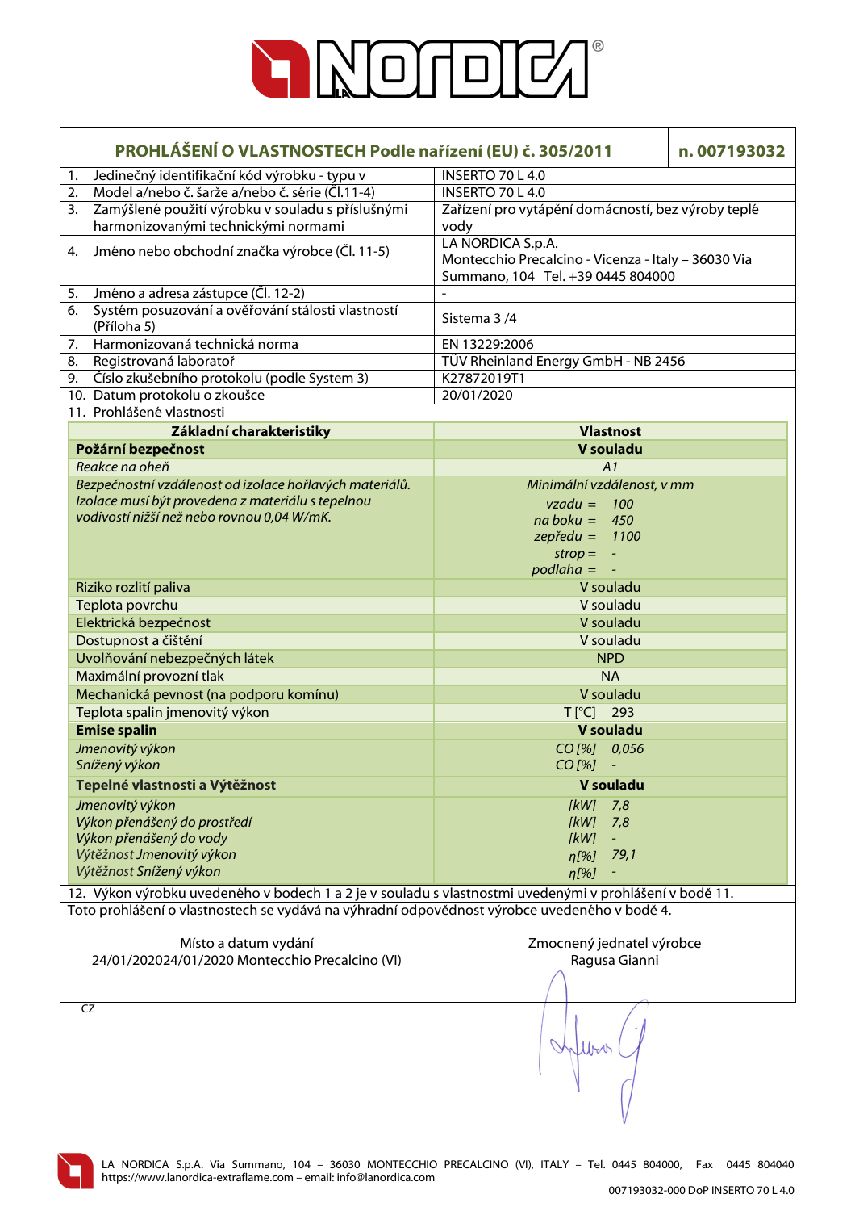# PROHLÁŠENÍ O VLASTNOSTECH Podle nařízení (EU) č. 305/2011 — n. 007193032

| | |
|---|---|
| 1. Jedinečný identifikační kód výrobku - typu v | INSERTO 70 L 4.0 |
| 2. Model a/nebo č. šarže a/nebo č. série (Čl.11-4) | INSERTO 70 L 4.0 |
| 3. Zamýšlené použití výrobku v souladu s příslušnými harmonizovanými technickými normami | Zařízení pro vytápění domácností, bez výroby teplé vody |
| 4. Jméno nebo obchodní značka výrobce (Čl. 11-5) | LA NORDICA S.p.A. Montecchio Precalcino - Vicenza - Italy – 36030 Via Summano, 104 Tel. +39 0445 804000 |
| 5. Jméno a adresa zástupce (Čl. 12-2) | - |
| 6. Systém posuzování a ověřování stálosti vlastností (Příloha 5) | Sistema 3 /4 |
| 7. Harmonizovaná technická norma | EN 13229:2006 |
| 8. Registrovaná laboratoř | TÜV Rheinland Energy GmbH - NB 2456 |
| 9. Číslo zkušebního protokolu (podle System 3) | K27872019T1 |
| 10. Datum protokolu o zkoušce | 20/01/2020 |

11. Prohlášené vlastnosti

| Základní charakteristiky | Vlastnost |
|---|---|
| **Požární bezpečnost** | **V souladu** |
| *Reakce na oheň* | *A1* |
| *Bezpečnostní vzdálenost od izolace hořlavých materiálů. Izolace musí být provedena z materiálu s tepelnou vodivostí nižší než nebo rovnou 0,04 W/mK.* | *Minimální vzdálenost, v mm*<br>*vzadu = 100*<br>*na boku = 450*<br>*zepředu = 1100*<br>*strop = -*<br>*podlaha = -* |
| Riziko rozlití paliva | V souladu |
| Teplota povrchu | V souladu |
| Elektrická bezpečnost | V souladu |
| Dostupnost a čištění | V souladu |
| Uvolňování nebezpečných látek | NPD |
| Maximální provozní tlak | NA |
| Mechanická pevnost (na podporu komínu) | V souladu |
| Teplota spalin jmenovitý výkon | T [°C] 293 |
| **Emise spalin** | **V souladu** |
| *Jmenovitý výkon* | *CO [%] 0,056* |
| *Snížený výkon* | *CO [%] -* |
| **Tepelné vlastnosti a Výtěžnost** | **V souladu** |
| *Jmenovitý výkon* | *[kW] 7,8* |
| *Výkon přenášený do prostředí* | *[kW] 7,8* |
| *Výkon přenášený do vody* | *[kW] -* |
| *Výtěžnost Jmenovitý výkon* | *η[%] 79,1* |
| *Výtěžnost Snížený výkon* | *η[%] -* |

12. Výkon výrobku uvedeného v bodech 1 a 2 je v souladu s vlastnostmi uvedenými v prohlášení v bodě 11.

Toto prohlášení o vlastnostech se vydává na výhradní odpovědnost výrobce uvedeného v bodě 4.

Místo a datum vydání
24/01/202024/01/2020 Montecchio Precalcino (VI)

Zmocněný jednatel výrobce
Ragusa Gianni

CZ

LA NORDICA S.p.A. Via Summano, 104 – 36030 MONTECCHIO PRECALCINO (VI), ITALY – Tel. 0445 804000, Fax 0445 804040
https://www.lanordica-extraflame.com – email: info@lanordica.com

007193032-000 DoP INSERTO 70 L 4.0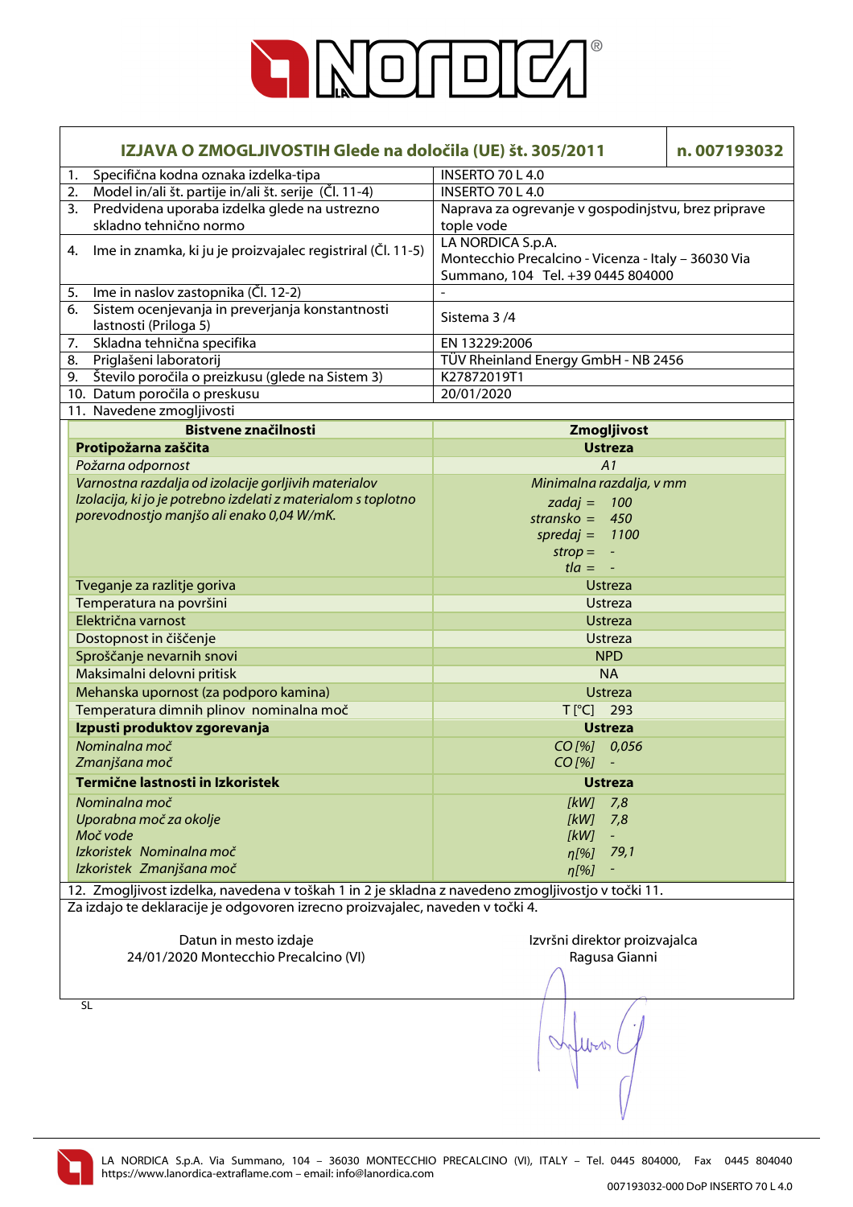## IZJAVA O ZMOGLJIVOSTIH Glede na določila (UE) št. 305/2011 — n. 007193032

| | | |
|---|---|---|
| 1. | Specifična kodna oznaka izdelka-tipa | INSERTO 70 L 4.0 |
| 2. | Model in/ali št. partije in/ali št. serije (Čl. 11-4) | INSERTO 70 L 4.0 |
| 3. | Predvidena uporaba izdelka glede na ustrezno skladno tehnično normo | Naprava za ogrevanje v gospodinjstvu, brez priprave tople vode |
| 4. | Ime in znamka, ki ju je proizvajalec registriral (Čl. 11-5) | LA NORDICA S.p.A. Montecchio Precalcino - Vicenza - Italy – 36030 Via Summano, 104 Tel. +39 0445 804000 |
| 5. | Ime in naslov zastopnika (Čl. 12-2) | - |
| 6. | Sistem ocenjevanja in preverjanja konstantnosti lastnosti (Priloga 5) | Sistema 3 /4 |
| 7. | Skladna tehnična specifika | EN 13229:2006 |
| 8. | Priglašeni laboratorij | TÜV Rheinland Energy GmbH - NB 2456 |
| 9. | Število poročila o preizkusu (glede na Sistem 3) | K27872019T1 |
| 10. | Datum poročila o preskusu | 20/01/2020 |
| 11. | Navedene zmogljivosti | |

| Bistvene značilnosti | Zmogljivost |
|---|---|
| **Protipožarna zaščita** | **Ustreza** |
| *Požarna odpornost* | *A1* |
| *Varnostna razdalja od izolacije gorljivih materialov Izolacija, ki jo je potrebno izdelati z materialom s toplotno porevodnostjo manjšo ali enako 0,04 W/mK.* | *Minimalna razdalja, v mm*<br>*zadaj = 100*<br>*stransko = 450*<br>*spredaj = 1100*<br>*strop = -*<br>*tla = -* |
| Tveganje za razlitje goriva | Ustreza |
| Temperatura na površini | Ustreza |
| Električna varnost | Ustreza |
| Dostopnost in čiščenje | Ustreza |
| Sproščanje nevarnih snovi | NPD |
| Maksimalni delovni pritisk | NA |
| Mehanska upornost (za podporo kamina) | Ustreza |
| Temperatura dimnih plinov nominalna moč | T [°C] 293 |
| **Izpusti produktov zgorevanja** | **Ustreza** |
| *Nominalna moč* | *CO [%] 0,056* |
| *Zmanjšana moč* | *CO [%] -* |
| **Termične lastnosti in Izkoristek** | **Ustreza** |
| *Nominalna moč* | *[kW] 7,8* |
| *Uporabna moč za okolje* | *[kW] 7,8* |
| *Moč vode* | *[kW] -* |
| *Izkoristek Nominalna moč* | *η[%] 79,1* |
| *Izkoristek Zmanjšana moč* | *η[%] -* |

12. Zmogljivost izdelka, navedena v toškah 1 in 2 je skladna z navedeno zmogljivostjo v točki 11.

Za izdajo te deklaracije je odgovoren izrecno proizvajalec, naveden v točki 4.

Datun in mesto izdaje
24/01/2020 Montecchio Precalcino (VI)

Izvršni direktor proizvajalca
Ragusa Gianni

SL

LA NORDICA S.p.A. Via Summano, 104 – 36030 MONTECCHIO PRECALCINO (VI), ITALY – Tel. 0445 804000, Fax 0445 804040
https://www.lanordica-extraflame.com – email: info@lanordica.com

007193032-000 DoP INSERTO 70 L 4.0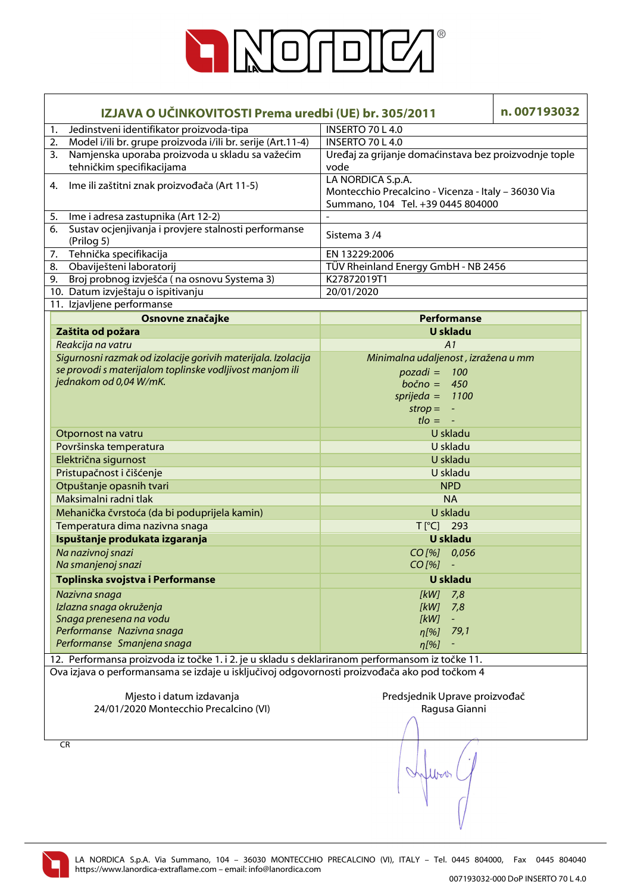## IZJAVA O UČINKOVITOSTI Prema uredbi (UE) br. 305/2011 — n. 007193032

| | |
|---|---|
| 1. Jedinstveni identifikator proizvoda-tipa | INSERTO 70 L 4.0 |
| 2. Model i/ili br. grupe proizvoda i/ili br. serije (Art.11-4) | INSERTO 70 L 4.0 |
| 3. Namjenska uporaba proizvoda u skladu sa važećim tehničkim specifikacijama | Uređaj za grijanje domaćinstava bez proizvodnje tople vode |
| 4. Ime ili zaštitni znak proizvođača (Art 11-5) | LA NORDICA S.p.A. Montecchio Precalcino - Vicenza - Italy – 36030 Via Summano, 104 Tel. +39 0445 804000 |
| 5. Ime i adresa zastupnika (Art 12-2) | - |
| 6. Sustav ocjenjivanja i provjere stalnosti performanse (Prilog 5) | Sistema 3 /4 |
| 7. Tehnička specifikacija | EN 13229:2006 |
| 8. Obaviješteni laboratorij | TÜV Rheinland Energy GmbH - NB 2456 |
| 9. Broj probnog izvješća ( na osnovu Systema 3) | K27872019T1 |
| 10. Datum izvještaju o ispitivanju | 20/01/2020 |

11. Izjavljene performanse

| Osnovne značajke | Performanse |
|---|---|
| **Zaštita od požara** | **U skladu** |
| *Reakcija na vatru* | *A1* |
| *Sigurnosni razmak od izolacije gorivih materijala. Izolacija se provodi s materijalom toplinske vodljivost manjom ili jednakom od 0,04 W/mK.* | *Minimalna udaljenost, izražena u mm*<br>*pozadi = 100*<br>*bočno = 450*<br>*sprijeda = 1100*<br>*strop = -*<br>*tlo = -* |
| Otpornost na vatru | U skladu |
| Površinska temperatura | U skladu |
| Električna sigurnost | U skladu |
| Pristupačnost i čišćenje | U skladu |
| Otpuštanje opasnih tvari | NPD |
| Maksimalni radni tlak | NA |
| Mehanička čvrstoća (da bi poduprijela kamin) | U skladu |
| Temperatura dima nazivna snaga | T [°C] 293 |
| **Ispuštanje produkata izgaranja** | **U skladu** |
| *Na nazivnoj snazi*<br>*Na smanjenoj snazi* | *CO [%] 0,056*<br>*CO [%] -* |
| **Toplinska svojstva i Performanse** | **U skladu** |
| *Nazivna snaga*<br>*Izlazna snaga okruženja*<br>*Snaga prenesena na vodu*<br>*Performanse Nazivna snaga*<br>*Performanse Smanjena snaga* | *[kW] 7,8*<br>*[kW] 7,8*<br>*[kW] -*<br>*η[%] 79,1*<br>*η[%] -* |

12. Performansa proizvoda iz točke 1. i 2. je u skladu s deklariranom performansom iz točke 11.

Ova izjava o performansama se izdaje u isključivoj odgovornosti proizvođača ako pod točkom 4

Mjesto i datum izdavanja
24/01/2020 Montecchio Precalcino (VI)

Predsjednik Uprave proizvođač
Ragusa Gianni

CR

LA NORDICA S.p.A. Via Summano, 104 – 36030 MONTECCHIO PRECALCINO (VI), ITALY – Tel. 0445 804000, Fax 0445 804040
https://www.lanordica-extraflame.com – email: info@lanordica.com

007193032-000 DoP INSERTO 70 L 4.0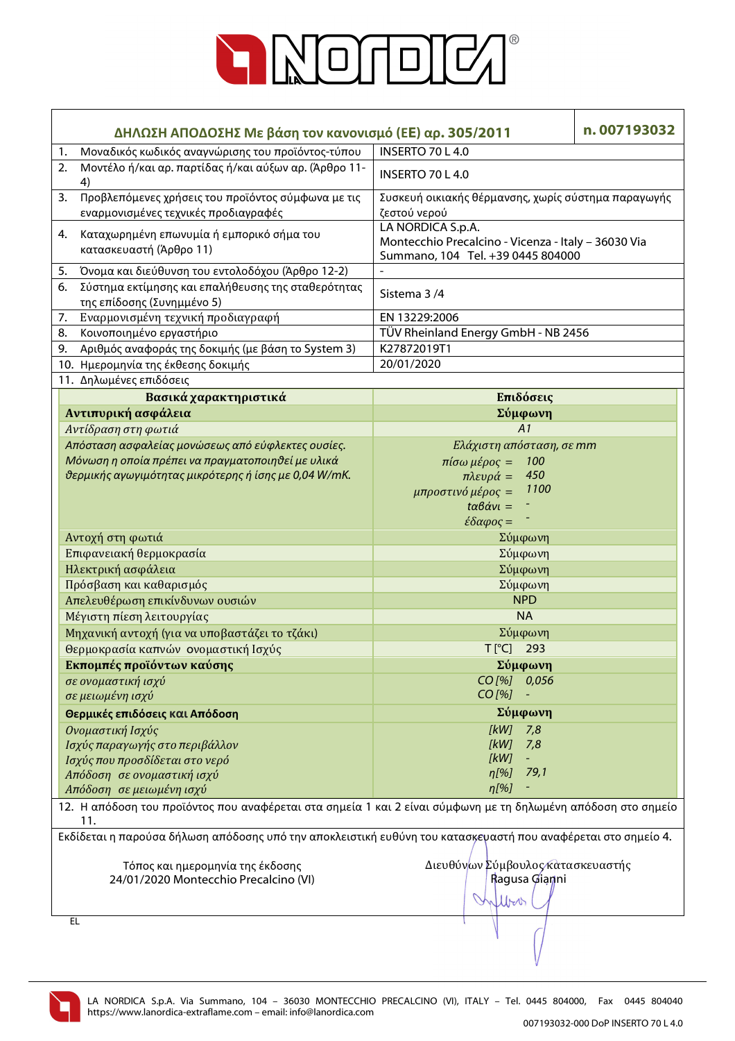## ΔΗΛΩΣΗ ΑΠΟΔΟΣΗΣ Με βάση τον κανονισμό (ΕΕ) αρ. 305/2011 — n. 007193032

| | |
|---|---|
| 1. Μοναδικός κωδικός αναγνώρισης του προϊόντος-τύπου | INSERTO 70 L 4.0 |
| 2. Μοντέλο ή/και αρ. παρτίδας ή/και αύξων αρ. (Άρθρο 11-4) | INSERTO 70 L 4.0 |
| 3. Προβλεπόμενες χρήσεις του προϊόντος σύμφωνα με τις εναρμονισμένες τεχνικές προδιαγραφές | Συσκευή οικιακής θέρμανσης, χωρίς σύστημα παραγωγής ζεστού νερού |
| 4. Καταχωρημένη επωνυμία ή εμπορικό σήμα του κατασκευαστή (Άρθρο 11) | LA NORDICA S.p.A. Montecchio Precalcino - Vicenza - Italy – 36030 Via Summano, 104 Tel. +39 0445 804000 |
| 5. Όνομα και διεύθυνση του εντολοδόχου (Άρθρο 12-2) | - |
| 6. Σύστημα εκτίμησης και επαλήθευσης της σταθερότητας της επίδοσης (Συνημμένο 5) | Sistema 3 /4 |
| 7. Εναρμονισμένη τεχνική προδιαγραφή | EN 13229:2006 |
| 8. Κοινοποιημένο εργαστήριο | TÜV Rheinland Energy GmbH - NB 2456 |
| 9. Αριθμός αναφοράς της δοκιμής (με βάση το System 3) | K27872019T1 |
| 10. Ημερομηνία της έκθεσης δοκιμής | 20/01/2020 |

11. Δηλωμένες επιδόσεις

| Βασικά χαρακτηριστικά | Επιδόσεις |
|---|---|
| **Αντιπυρική ασφάλεια** | **Σύμφωνη** |
| *Αντίδραση στη φωτιά* | *A1* |
| *Απόσταση ασφαλείας μονώσεως από εύφλεκτες ουσίες. Μόνωση η οποία πρέπει να πραγματοποιηθεί με υλικά θερμικής αγωγιμότητας μικρότερης ή ίσης με 0,04 W/mK.* | *Ελάχιστη απόσταση, σε mm*<br>*πίσω μέρος =* 100<br>*πλευρά =* 450<br>*μπροστινό μέρος =* 1100<br>*ταβάνι =* -<br>*έδαφος =* - |
| Αντοχή στη φωτιά | Σύμφωνη |
| Επιφανειακή θερμοκρασία | Σύμφωνη |
| Ηλεκτρική ασφάλεια | Σύμφωνη |
| Πρόσβαση και καθαρισμός | Σύμφωνη |
| Απελευθέρωση επικίνδυνων ουσιών | NPD |
| Μέγιστη πίεση λειτουργίας | NA |
| Μηχανική αντοχή (για να υποβαστάζει το τζάκι) | Σύμφωνη |
| Θερμοκρασία καπνών ονομαστική Ισχύς | T [°C] 293 |
| **Εκπομπές προϊόντων καύσης** | **Σύμφωνη** |
| *σε ονομαστική ισχύ* | *CO [%]* 0,056 |
| *σε μειωμένη ισχύ* | *CO [%]* - |
| **Θερμικές επιδόσεις και Απόδοση** | **Σύμφωνη** |
| *Ονομαστική Ισχύς* | *[kW]* 7,8 |
| *Ισχύς παραγωγής στο περιβάλλον* | *[kW]* 7,8 |
| *Ισχύς που προσδίδεται στο νερό* | *[kW]* - |
| *Απόδοση σε ονομαστική ισχύ* | *η[%]* 79,1 |
| *Απόδοση σε μειωμένη ισχύ* | *η[%]* - |

12. Η απόδοση του προϊόντος που αναφέρεται στα σημεία 1 και 2 είναι σύμφωνη με τη δηλωμένη απόδοση στο σημείο 11.

Εκδίδεται η παρούσα δήλωση απόδοσης υπό την αποκλειστική ευθύνη του κατασκευαστή που αναφέρεται στο σημείο 4.

Τόπος και ημερομηνία της έκδοσης
24/01/2020 Montecchio Precalcino (VI)

Διευθύνων Σύμβουλος κατασκευαστής
Ragusa Gianni

EL

LA NORDICA S.p.A. Via Summano, 104 – 36030 MONTECCHIO PRECALCINO (VI), ITALY – Tel. 0445 804000, Fax 0445 804040
https://www.lanordica-extraflame.com – email: info@lanordica.com

007193032-000 DoP INSERTO 70 L 4.0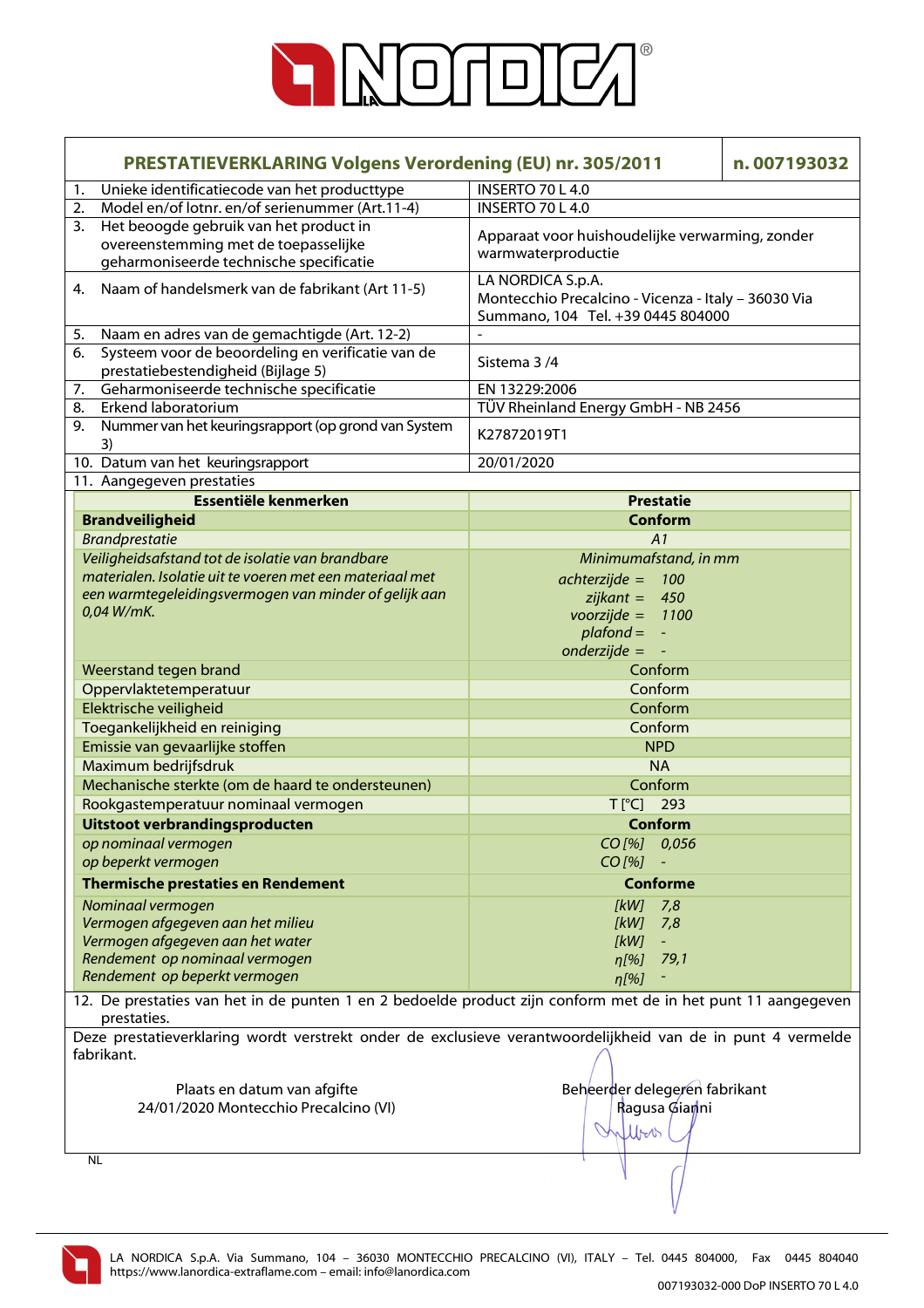**PRESTATIEVERKLARING Volgens Verordening (EU) nr. 305/2011** — **n. 007193032**

| | |
|---|---|
| 1. Unieke identificatiecode van het producttype | INSERTO 70 L 4.0 |
| 2. Model en/of lotnr. en/of serienummer (Art.11-4) | INSERTO 70 L 4.0 |
| 3. Het beoogde gebruik van het product in overeenstemming met de toepasselijke geharmoniseerde technische specificatie | Apparaat voor huishoudelijke verwarming, zonder warmwaterproductie |
| 4. Naam of handelsmerk van de fabrikant (Art 11-5) | LA NORDICA S.p.A. Montecchio Precalcino - Vicenza - Italy – 36030 Via Summano, 104 Tel. +39 0445 804000 |
| 5. Naam en adres van de gemachtigde (Art. 12-2) | - |
| 6. Systeem voor de beoordeling en verificatie van de prestatiebestendigheid (Bijlage 5) | Sistema 3 /4 |
| 7. Geharmoniseerde technische specificatie | EN 13229:2006 |
| 8. Erkend laboratorium | TÜV Rheinland Energy GmbH - NB 2456 |
| 9. Nummer van het keuringsrapport (op grond van System 3) | K27872019T1 |
| 10. Datum van het keuringsrapport | 20/01/2020 |

11. Aangegeven prestaties

| Essentiële kenmerken | Prestatie |
|---|---|
| **Brandveiligheid** | **Conform** |
| *Brandprestatie* | *A1* |
| *Veiligheidsafstand tot de isolatie van brandbare materialen. Isolatie uit te voeren met een materiaal met een warmtegeleidingsvermogen van minder of gelijk aan 0,04 W/mK.* | *Minimumafstand, in mm*<br>*achterzijde = 100*<br>*zijkant = 450*<br>*voorzijde = 1100*<br>*plafond = -*<br>*onderzijde = -* |
| Weerstand tegen brand | Conform |
| Oppervlaktetemperatuur | Conform |
| Elektrische veiligheid | Conform |
| Toegankelijkheid en reiniging | Conform |
| Emissie van gevaarlijke stoffen | NPD |
| Maximum bedrijfsdruk | NA |
| Mechanische sterkte (om de haard te ondersteunen) | Conform |
| Rookgastemperatuur nominaal vermogen | T [°C] 293 |
| **Uitstoot verbrandingsproducten** | **Conform** |
| *op nominaal vermogen* | *CO [%] 0,056* |
| *op beperkt vermogen* | *CO [%] -* |
| **Thermische prestaties en Rendement** | **Conforme** |
| *Nominaal vermogen* | *[kW] 7,8* |
| *Vermogen afgegeven aan het milieu* | *[kW] 7,8* |
| *Vermogen afgegeven aan het water* | *[kW] -* |
| *Rendement op nominaal vermogen* | *η[%] 79,1* |
| *Rendement op beperkt vermogen* | *η[%] -* |

12. De prestaties van het in de punten 1 en 2 bedoelde product zijn conform met de in het punt 11 aangegeven prestaties.

Deze prestatieverklaring wordt verstrekt onder de exclusieve verantwoordelijkheid van de in punt 4 vermelde fabrikant.

Plaats en datum van afgifte
24/01/2020 Montecchio Precalcino (VI)

Beheerder delegeren fabrikant
Ragusa Gianni

NL

LA NORDICA S.p.A. Via Summano, 104 – 36030 MONTECCHIO PRECALCINO (VI), ITALY – Tel. 0445 804000, Fax 0445 804040
https://www.lanordica-extraflame.com – email: info@lanordica.com

007193032-000 DoP INSERTO 70 L 4.0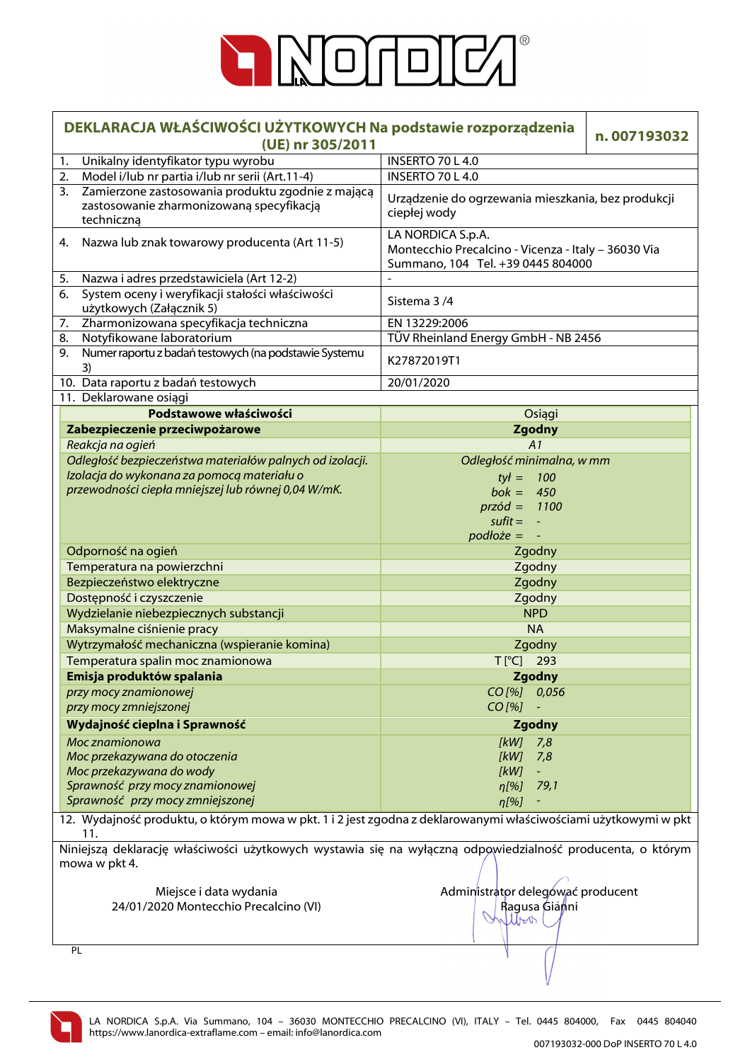# DEKLARACJA WŁAŚCIWOŚCI UŻYTKOWYCH Na podstawie rozporządzenia (UE) nr 305/2011

**n. 007193032**

| | |
|---|---|
| 1. Unikalny identyfikator typu wyrobu | INSERTO 70 L 4.0 |
| 2. Model i/lub nr partia i/lub nr serii (Art.11-4) | INSERTO 70 L 4.0 |
| 3. Zamierzone zastosowania produktu zgodnie z mającą zastosowanie zharmonizowaną specyfikacją techniczną | Urządzenie do ogrzewania mieszkania, bez produkcji ciepłej wody |
| 4. Nazwa lub znak towarowy producenta (Art 11-5) | LA NORDICA S.p.A. Montecchio Precalcino - Vicenza - Italy – 36030 Via Summano, 104 Tel. +39 0445 804000 |
| 5. Nazwa i adres przedstawiciela (Art 12-2) | - |
| 6. System oceny i weryfikacji stałości właściwości użytkowych (Załącznik 5) | Sistema 3 /4 |
| 7. Zharmonizowana specyfikacja techniczna | EN 13229:2006 |
| 8. Notyfikowane laboratorium | TÜV Rheinland Energy GmbH - NB 2456 |
| 9. Numer raportu z badań testowych (na podstawie Systemu 3) | K27872019T1 |
| 10. Data raportu z badań testowych | 20/01/2020 |
| 11. Deklarowane osiągi | |

| Podstawowe właściwości | Osiągi |
|---|---|
| **Zabezpieczenie przeciwpożarowe** | **Zgodny** |
| *Reakcja na ogień* | *A1* |
| *Odległość bezpieczeństwa materiałów palnych od izolacji. Izolacja do wykonana za pomocą materiału o przewodności ciepła mniejszej lub równej 0,04 W/mK.* | *Odległość minimalna, w mm*<br>*tył = 100*<br>*bok = 450*<br>*przód = 1100*<br>*sufit = -*<br>*podłoże = -* |
| Odporność na ogień | Zgodny |
| Temperatura na powierzchni | Zgodny |
| Bezpieczeństwo elektryczne | Zgodny |
| Dostępność i czyszczenie | Zgodny |
| Wydzielanie niebezpiecznych substancji | NPD |
| Maksymalne ciśnienie pracy | NA |
| Wytrzymałość mechaniczna (wspieranie komina) | Zgodny |
| Temperatura spalin moc znamionowa | T [°C] 293 |
| **Emisja produktów spalania** | **Zgodny** |
| *przy mocy znamionowej* | *CO [%] 0,056* |
| *przy mocy zmniejszonej* | *CO [%] -* |
| **Wydajność cieplna i Sprawność** | **Zgodny** |
| *Moc znamionowa* | *[kW] 7,8* |
| *Moc przekazywana do otoczenia* | *[kW] 7,8* |
| *Moc przekazywana do wody* | *[kW] -* |
| *Sprawność przy mocy znamionowej* | *η[%] 79,1* |
| *Sprawność przy mocy zmniejszonej* | *η[%] -* |

12. Wydajność produktu, o którym mowa w pkt. 1 i 2 jest zgodna z deklarowanymi właściwościami użytkowymi w pkt 11.

Niniejszą deklarację właściwości użytkowych wystawia się na wyłączną odpowiedzialność producenta, o którym mowa w pkt 4.

Miejsce i data wydania
24/01/2020 Montecchio Precalcino (VI)

Administrator delegować producent
Ragusa Gianni

PL

LA NORDICA S.p.A. Via Summano, 104 – 36030 MONTECCHIO PRECALCINO (VI), ITALY – Tel. 0445 804000, Fax 0445 804040
https://www.lanordica-extraflame.com – email: info@lanordica.com

007193032-000 DoP INSERTO 70 L 4.0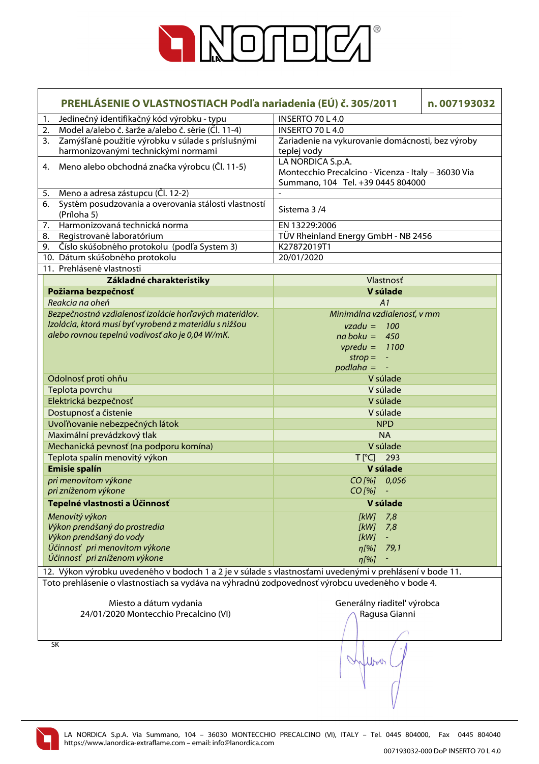| PREHLÁSENIE O VLASTNOSTIACH Podľa nariadenia (EÚ) č. 305/2011 | n. 007193032 |
|---|---|
| 1. Jedinečný identifikačný kód výrobku - typu | INSERTO 70 L 4.0 |
| 2. Model a/alebo č. šarže a/alebo č. série (Čl. 11-4) | INSERTO 70 L 4.0 |
| 3. Zamýšľané použitie výrobku v súlade s príslušnými harmonizovanými technickými normami | Zariadenie na vykurovanie domácnosti, bez výroby teplej vody |
| 4. Meno alebo obchodná značka výrobcu (Čl. 11-5) | LA NORDICA S.p.A. Montecchio Precalcino - Vicenza - Italy – 36030 Via Summano, 104 Tel. +39 0445 804000 |
| 5. Meno a adresa zástupcu (Čl. 12-2) | - |
| 6. Systém posudzovania a overovania stálosti vlastností (Príloha 5) | Sistema 3 /4 |
| 7. Harmonizovaná technická norma | EN 13229:2006 |
| 8. Registrované laboratórium | TÜV Rheinland Energy GmbH - NB 2456 |
| 9. Číslo skúšobného protokolu (podľa System 3) | K27872019T1 |
| 10. Dátum skúšobného protokolu | 20/01/2020 |
| 11. Prehlásené vlastnosti | |
| **Základné charakteristiky** | Vlastnosť |
| **Požiarna bezpečnosť** | **V súlade** |
| *Reakcia na oheň* | *A1* |
| *Bezpečnostná vzdialenosť izolácie horľavých materiálov. Izolácia, ktorá musí byť vyrobená z materiálu s nižšou alebo rovnou tepelnú vodivosť ako je 0,04 W/mK.* | *Minimálna vzdialenosť, v mm*<br>*vzadu = 100*<br>*na boku = 450*<br>*vpredu = 1100*<br>*strop = -*<br>*podlaha = -* |
| Odolnosť proti ohňu | V súlade |
| Teplota povrchu | V súlade |
| Elektrická bezpečnosť | V súlade |
| Dostupnosť a čistenie | V súlade |
| Uvoľňovanie nebezpečných látok | NPD |
| Maximální prevádzkový tlak | NA |
| Mechanická pevnosť (na podporu komína) | V súlade |
| Teplota spalín menovitý výkon | T [°C] 293 |
| **Emisie spalín** | **V súlade** |
| *pri menovitom výkone*<br>*pri zníženom výkone* | *CO [%] 0,056*<br>*CO [%] -* |
| **Tepelné vlastnosti a Účinnosť** | **V súlade** |
| *Menovitý výkon*<br>*Výkon prenášaný do prostredia*<br>*Výkon prenášaný do vody*<br>*Účinnosť pri menovitom výkone*<br>*Účinnosť pri zníženom výkone* | *[kW] 7,8*<br>*[kW] 7,8*<br>*[kW] -*<br>*η[%] 79,1*<br>*η[%] -* |
| 12. Výkon výrobku uvedeného v bodoch 1 a 2 je v súlade s vlastnosťami uvedenými v prehlásení v bode 11. | |
| Toto prehlásenie o vlastnostiach sa vydáva na výhradnú zodpovednosť výrobcu uvedeného v bode 4. | |

Miesto a dátum vydania
24/01/2020 Montecchio Precalcino (VI)

Generálny riaditeľ výrobca
Ragusa Gianni

SK

LA NORDICA S.p.A. Via Summano, 104 – 36030 MONTECCHIO PRECALCINO (VI), ITALY – Tel. 0445 804000, Fax 0445 804040
https://www.lanordica-extraflame.com – email: info@lanordica.com

007193032-000 DoP INSERTO 70 L 4.0